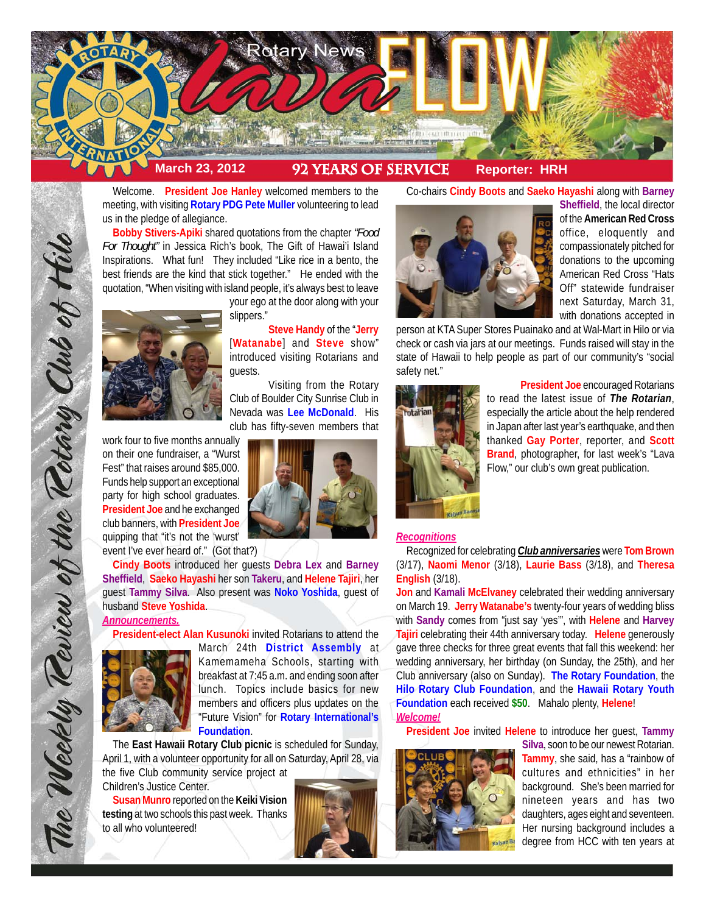# Rotary News lava FLOW

**March 23, 2012** — **92 YEARS OF SERVICE** — **Reporter: HRH**

*The Weekly Review of the Rotary Club of Hilo*

Welcome. **President Joe Hanley** welcomed members to the meeting, with visiting **Rotary PDG Pete Muller** volunteering to lead us in the pledge of allegiance.

**Bobby Stivers-Apiki** shared quotations from the chapter *"Food For Thought"* in Jessica Rich's book, The Gift of Hawai'i Island Inspirations. What fun! They included "Like rice in a bento, the best friends are the kind that stick together." He ended with the quotation, "When visiting with island people, it's always best to leave your ego at the door along with your slippers."

**Steve Handy** of the "**Jerry** [**Watanabe**] and **Steve** show" introduced visiting Rotarians and guests.

Visiting from the Rotary Club of Boulder City Sunrise Club in Nevada was **Lee McDonald**. His club has fifty-seven members that work four to five months annually on their one fundraiser, a "Wurst Fest" that raises around $85,000. Funds help support an exceptional party for high school graduates. **President Joe** and he exchanged club banners, with **President Joe** quipping that "it's not the 'wurst' event I've ever heard of." (Got that?)

**Cindy Boots** introduced her guests **Debra Lex** and **Barney Sheffield**, **Saeko Hayashi** her son **Takeru**, and **Helene Tajiri**, her guest **Tammy Silva**. Also present was **Noko Yoshida**, guest of husband **Steve Yoshida**.

***Announcements.***

**President-elect Alan Kusunoki** invited Rotarians to attend the March 24th **District Assembly** at Kamemameha Schools, starting with breakfast at 7:45 a.m. and ending soon after lunch. Topics include basics for new members and officers plus updates on the "Future Vision" for **Rotary International's Foundation**.

The **East Hawaii Rotary Club picnic** is scheduled for Sunday, April 1, with a volunteer opportunity for all on Saturday, April 28, via the five Club community service project at Children's Justice Center.

**Susan Munro** reported on the **Keiki Vision testing** at two schools this past week. Thanks to all who volunteered!

Co-chairs **Cindy Boots** and **Saeko Hayashi** along with **Barney Sheffield**, the local director of the **American Red Cross** office, eloquently and compassionately pitched for donations to the upcoming American Red Cross "Hats Off" statewide fundraiser next Saturday, March 31, with donations accepted in person at KTA Super Stores Puainako and at Wal-Mart in Hilo or via check or cash via jars at our meetings. Funds raised will stay in the state of Hawaii to help people as part of our community's "social safety net."

**President Joe** encouraged Rotarians to read the latest issue of ***The Rotarian***, especially the article about the help rendered in Japan after last year's earthquake, and then thanked **Gay Porter**, reporter, and **Scott Brand**, photographer, for last week's "Lava Flow," our club's own great publication.

***Recognitions***

Recognized for celebrating ***Club anniversaries*** were **Tom Brown** (3/17), **Naomi Menor** (3/18), **Laurie Bass** (3/18), and **Theresa English** (3/18).

**Jon** and **Kamali McElvaney** celebrated their wedding anniversary on March 19. **Jerry Watanabe's** twenty-four years of wedding bliss with **Sandy** comes from "just say 'yes'", with **Helene** and **Harvey Tajiri** celebrating their 44th anniversary today. **Helene** generously gave three checks for three great events that fall this weekend: her wedding anniversary, her birthday (on Sunday, the 25th), and her Club anniversary (also on Sunday). **The Rotary Foundation**, the **Hilo Rotary Club Foundation**, and the **Hawaii Rotary Youth Foundation** each received **$50**. Mahalo plenty, **Helene**!

***Welcome!***

**President Joe** invited **Helene** to introduce her guest, **Tammy Silva**, soon to be our newest Rotarian. **Tammy**, she said, has a "rainbow of cultures and ethnicities" in her background. She's been married for nineteen years and has two daughters, ages eight and seventeen. Her nursing background includes a degree from HCC with ten years at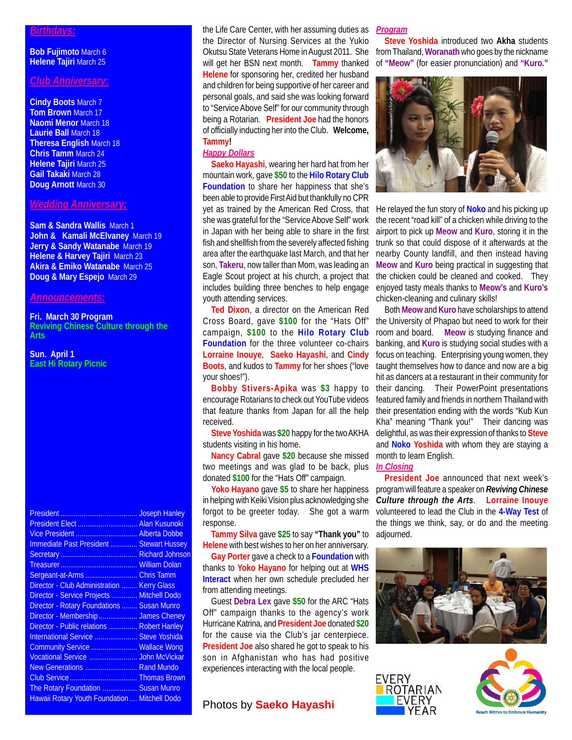## Birthdays:

**Bob Fujimoto** March 6
**Helene Tajiri** March 25

## Club Anniversary:

**Cindy Boots** March 7
**Tom Brown** March 17
**Naomi Menor** March 18
**Laurie Ball** March 18
**Theresa English** March 18
**Chris Tamm** March 24
**Helene Tajiri** March 25
**Gail Takaki** March 28
**Doug Arnott** March 30

## Wedding Anniversary:

**Sam & Sandra Wallis** March 1
**John & Kamali McElvaney** March 19
**Jerry & Sandy Watanabe** March 19
**Helene & Harvey Tajiri** March 23
**Akira & Emiko Watanabe** March 25
**Doug & Mary Espejo** March 29

## Announcements:

**Fri. March 30 Program**
**Reviving Chinese Culture through the Arts**

**Sun. April 1**
**East Hi Rotary Picnic**

| | |
|---|---|
| President | Joseph Hanley |
| President Elect | Alan Kusunoki |
| Vice President | Alberta Dobbe |
| Immediate Past President | Stewart Hussey |
| Secretary | Richard Johnson |
| Treasurer | William Dolan |
| Sergeant-at-Arms | Chris Tamm |
| Director - Club Administration | Kerry Glass |
| Director - Service Projects | Mitchell Dodo |
| Director - Rotary Foundations | Susan Munro |
| Director - Membership | James Cheney |
| Director - Public relations | Robert Hanley |
| International Service | Steve Yoshida |
| Community Service | Wallace Wong |
| Vocational Service | John McVickar |
| New Generations | Rand Mundo |
| Club Service | Thomas Brown |
| The Rotary Foundation | Susan Munro |
| Hawaii Rotary Youth Foundation | Mitchell Dodo |

the Life Care Center, with her assuming duties as the Director of Nursing Services at the Yukio Okutsu State Veterans Home in August 2011. She will get her BSN next month. **Tammy** thanked **Helene** for sponsoring her, credited her husband and children for being supportive of her career and personal goals, and said she was looking forward to "Service Above Self" for our community through being a Rotarian. **President Joe** had the honors of officially inducting her into the Club. **Welcome, Tammy!**

### *Happy Dollars*

**Saeko Hayashi**, wearing her hard hat from her mountain work, gave **$50** to the **Hilo Rotary Club Foundation** to share her happiness that she's been able to provide First Aid but thankfully no CPR yet as trained by the American Red Cross, that she was grateful for the "Service Above Self" work in Japan with her being able to share in the first fish and shellfish from the severely affected fishing area after the earthquake last March, and that her son, **Takeru**, now taller than Mom, was leading an Eagle Scout project at his church, a project that includes building three benches to help engage youth attending services.

**Ted Dixon**, a director on the American Red Cross Board, gave **$100** for the "Hats Off" campaign, **$100** to the **Hilo Rotary Club Foundation** for the three volunteer co-chairs **Lorraine Inouye**, **Saeko Hayashi**, and **Cindy Boots**, and kudos to **Tammy** for her shoes ("love your shoes!").

**Bobby Stivers-Apika** was **$3** happy to encourage Rotarians to check out YouTube videos that feature thanks from Japan for all the help received.

**Steve Yoshida** was **$20** happy for the two AKHA students visiting in his home.

**Nancy Cabral** gave **$20** because she missed two meetings and was glad to be back, plus donated **$100** for the "Hats Off" campaign.

**Yoko Hayano** gave **$5** to share her happiness in helping with Keiki Vision plus acknowledging she forgot to be greeter today. She got a warm response.

**Tammy Silva** gave **$25** to say **"Thank you"** to **Helene** with best wishes to her on her anniversary.

**Gay Porter** gave a check to a **Foundation** with thanks to **Yoko Hayano** for helping out at **WHS Interact** when her own schedule precluded her from attending meetings.

Guest **Debra Lex** gave **$50** for the ARC "Hats Off" campaign thanks to the agency's work Hurricane Katrina, and **President Joe** donated **$20** for the cause via the Club's jar centerpiece. **President Joe** also shared he got to speak to his son in Afghanistan who has had positive experiences interacting with the local people.

Photos by **Saeko Hayashi**

### *Program*

**Steve Yoshida** introduced two **Akha** students from Thailand, **Woranath** who goes by the nickname of **"Meow"** (for easier pronunciation) and **"Kuro."**

He relayed the fun story of **Noko** and his picking up the recent "road kill" of a chicken while driving to the airport to pick up **Meow** and **Kuro**, storing it in the trunk so that could dispose of it afterwards at the nearby County landfill, and then instead having **Meow** and **Kuro** being practical in suggesting that the chicken could be cleaned and cooked. They enjoyed tasty meals thanks to **Meow's** and **Kuro's** chicken-cleaning and culinary skills!

Both **Meow** and **Kuro** have scholarships to attend the University of Phapao but need to work for their room and board. **Meow** is studying finance and banking, and **Kuro** is studying social studies with a focus on teaching. Enterprising young women, they taught themselves how to dance and now are a big hit as dancers at a restaurant in their community for their dancing. Their PowerPoint presentations featured family and friends in northern Thailand with their presentation ending with the words "Kub Kun Kha" meaning "Thank you!" Their dancing was delightful, as was their expression of thanks to **Steve** and **Noko Yoshida** with whom they are staying a month to learn English.

### *In Closing*

**President Joe** announced that next week's program will feature a speaker on ***Reviving Chinese Culture through the Arts***. **Lorraine Inouye** volunteered to lead the Club in the **4-Way Test** of the things we think, say, or do and the meeting adjourned.

EVERY ROTARIAN EVERY YEAR

Reach Within to Embrace Humanity